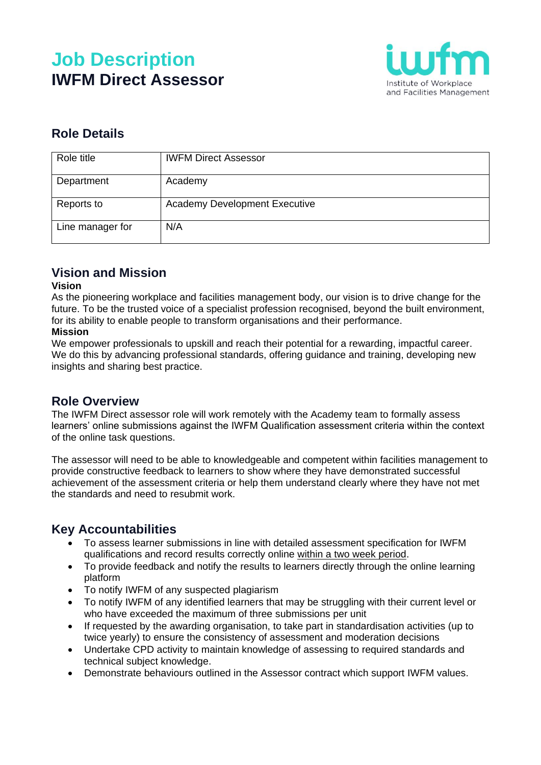# Job Description
# IWFM Direct Assessor

Institute of Workplace and Facilities Management

## Role Details

| Role title | IWFM Direct Assessor |
|---|---|
| Department | Academy |
| Reports to | Academy Development Executive |
| Line manager for | N/A |

## Vision and Mission

**Vision**

As the pioneering workplace and facilities management body, our vision is to drive change for the future. To be the trusted voice of a specialist profession recognised, beyond the built environment, for its ability to enable people to transform organisations and their performance.

**Mission**

We empower professionals to upskill and reach their potential for a rewarding, impactful career. We do this by advancing professional standards, offering guidance and training, developing new insights and sharing best practice.

## Role Overview

The IWFM Direct assessor role will work remotely with the Academy team to formally assess learners' online submissions against the IWFM Qualification assessment criteria within the context of the online task questions.

The assessor will need to be able to knowledgeable and competent within facilities management to provide constructive feedback to learners to show where they have demonstrated successful achievement of the assessment criteria or help them understand clearly where they have not met the standards and need to resubmit work.

## Key Accountabilities

- To assess learner submissions in line with detailed assessment specification for IWFM qualifications and record results correctly online within a two week period.
- To provide feedback and notify the results to learners directly through the online learning platform
- To notify IWFM of any suspected plagiarism
- To notify IWFM of any identified learners that may be struggling with their current level or who have exceeded the maximum of three submissions per unit
- If requested by the awarding organisation, to take part in standardisation activities (up to twice yearly) to ensure the consistency of assessment and moderation decisions
- Undertake CPD activity to maintain knowledge of assessing to required standards and technical subject knowledge.
- Demonstrate behaviours outlined in the Assessor contract which support IWFM values.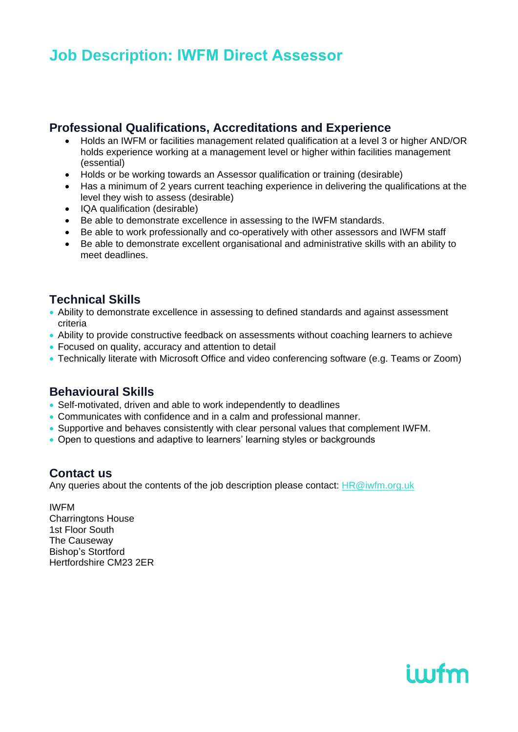# Job Description: IWFM Direct Assessor

## Professional Qualifications, Accreditations and Experience

- Holds an IWFM or facilities management related qualification at a level 3 or higher AND/OR holds experience working at a management level or higher within facilities management (essential)
- Holds or be working towards an Assessor qualification or training (desirable)
- Has a minimum of 2 years current teaching experience in delivering the qualifications at the level they wish to assess (desirable)
- IQA qualification (desirable)
- Be able to demonstrate excellence in assessing to the IWFM standards.
- Be able to work professionally and co-operatively with other assessors and IWFM staff
- Be able to demonstrate excellent organisational and administrative skills with an ability to meet deadlines.

## Technical Skills

- Ability to demonstrate excellence in assessing to defined standards and against assessment criteria
- Ability to provide constructive feedback on assessments without coaching learners to achieve
- Focused on quality, accuracy and attention to detail
- Technically literate with Microsoft Office and video conferencing software (e.g. Teams or Zoom)

## Behavioural Skills

- Self-motivated, driven and able to work independently to deadlines
- Communicates with confidence and in a calm and professional manner.
- Supportive and behaves consistently with clear personal values that complement IWFM.
- Open to questions and adaptive to learners' learning styles or backgrounds

## Contact us

Any queries about the contents of the job description please contact: HR@iwfm.org.uk

IWFM
Charringtons House
1st Floor South
The Causeway
Bishop's Stortford
Hertfordshire CM23 2ER

iwfm